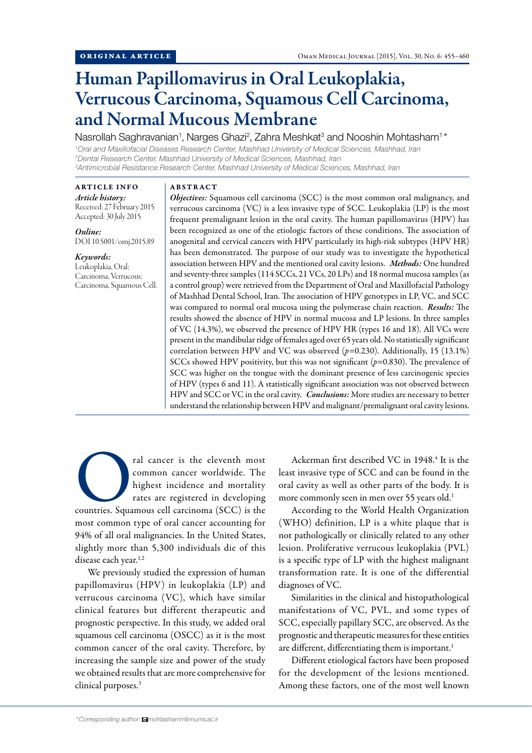ORIGINAL ARTICLE

# Human Papillomavirus in Oral Leukoplakia, Verrucous Carcinoma, Squamous Cell Carcinoma, and Normal Mucous Membrane

Nasrollah Saghravanian[1], Narges Ghazi[2], Zahra Meshkat[3] and Nooshin Mohtasham[1]*

*[1]Oral and Maxillofacial Diseases Research Center, Mashhad University of Medical Sciences, Mashhad, Iran*
*[2]Dental Research Center, Mashhad University of Medical Sciences, Mashhad, Iran*
*[3]Antimicrobial Resistance Research Center, Mashhad University of Medical Sciences, Mashhad, Iran*

## ARTICLE INFO

*Article history:*
Received: 27 February 2015
Accepted: 30 July 2015

*Online:*
DOI 10.5001/omj.2015.89

*Keywords:*
Leukoplakia, Oral;
Carcinoma, Verrucous;
Carcinoma, Squamous Cell.

## ABSTRACT

***Objectives:*** Squamous cell carcinoma (SCC) is the most common oral malignancy, and verrucous carcinoma (VC) is a less invasive type of SCC. Leukoplakia (LP) is the most frequent premalignant lesion in the oral cavity. The human papillomavirus (HPV) has been recognized as one of the etiologic factors of these conditions. The association of anogenital and cervical cancers with HPV particularly its high-risk subtypes (HPV HR) has been demonstrated. The purpose of our study was to investigate the hypothetical association between HPV and the mentioned oral cavity lesions. ***Methods:*** One hundred and seventy-three samples (114 SCCs, 21 VCs, 20 LPs) and 18 normal mucosa samples (as a control group) were retrieved from the Department of Oral and Maxillofacial Pathology of Mashhad Dental School, Iran. The association of HPV genotypes in LP, VC, and SCC was compared to normal oral mucosa using the polymerase chain reaction. ***Results:*** The results showed the absence of HPV in normal mucosa and LP lesions. In three samples of VC (14.3%), we observed the presence of HPV HR (types 16 and 18). All VCs were present in the mandibular ridge of females aged over 65 years old. No statistically significant correlation between HPV and VC was observed ($p$=0.230). Additionally, 15 (13.1%) SCCs showed HPV positivity, but this was not significant ($p$=0.830). The prevalence of SCC was higher on the tongue with the dominant presence of less carcinogenic species of HPV (types 6 and 11). A statistically significant association was not observed between HPV and SCC or VC in the oral cavity. ***Conclusions:*** More studies are necessary to better understand the relationship between HPV and malignant/premalignant oral cavity lesions.

Oral cancer is the eleventh most common cancer worldwide. The highest incidence and mortality rates are registered in developing countries. Squamous cell carcinoma (SCC) is the most common type of oral cancer accounting for 94% of all oral malignancies. In the United States, slightly more than 5,300 individuals die of this disease each year.[1,2]

We previously studied the expression of human papillomavirus (HPV) in leukoplakia (LP) and verrucous carcinoma (VC), which have similar clinical features but different therapeutic and prognostic perspective. In this study, we added oral squamous cell carcinoma (OSCC) as it is the most common cancer of the oral cavity. Therefore, by increasing the sample size and power of the study we obtained results that are more comprehensive for clinical purposes.[3]

Ackerman first described VC in 1948.[4] It is the least invasive type of SCC and can be found in the oral cavity as well as other parts of the body. It is more commonly seen in men over 55 years old.[1]

According to the World Health Organization (WHO) definition, LP is a white plaque that is not pathologically or clinically related to any other lesion. Proliferative verrucous leukoplakia (PVL) is a specific type of LP with the highest malignant transformation rate. It is one of the differential diagnoses of VC.

Similarities in the clinical and histopathological manifestations of VC, PVL, and some types of SCC, especially papillary SCC, are observed. As the prognostic and therapeutic measures for these entities are different, differentiating them is important.[1]

Different etiological factors have been proposed for the development of the lesions mentioned. Among these factors, one of the most well known

*\*Corresponding author: mohtashamn@mums.ac.ir*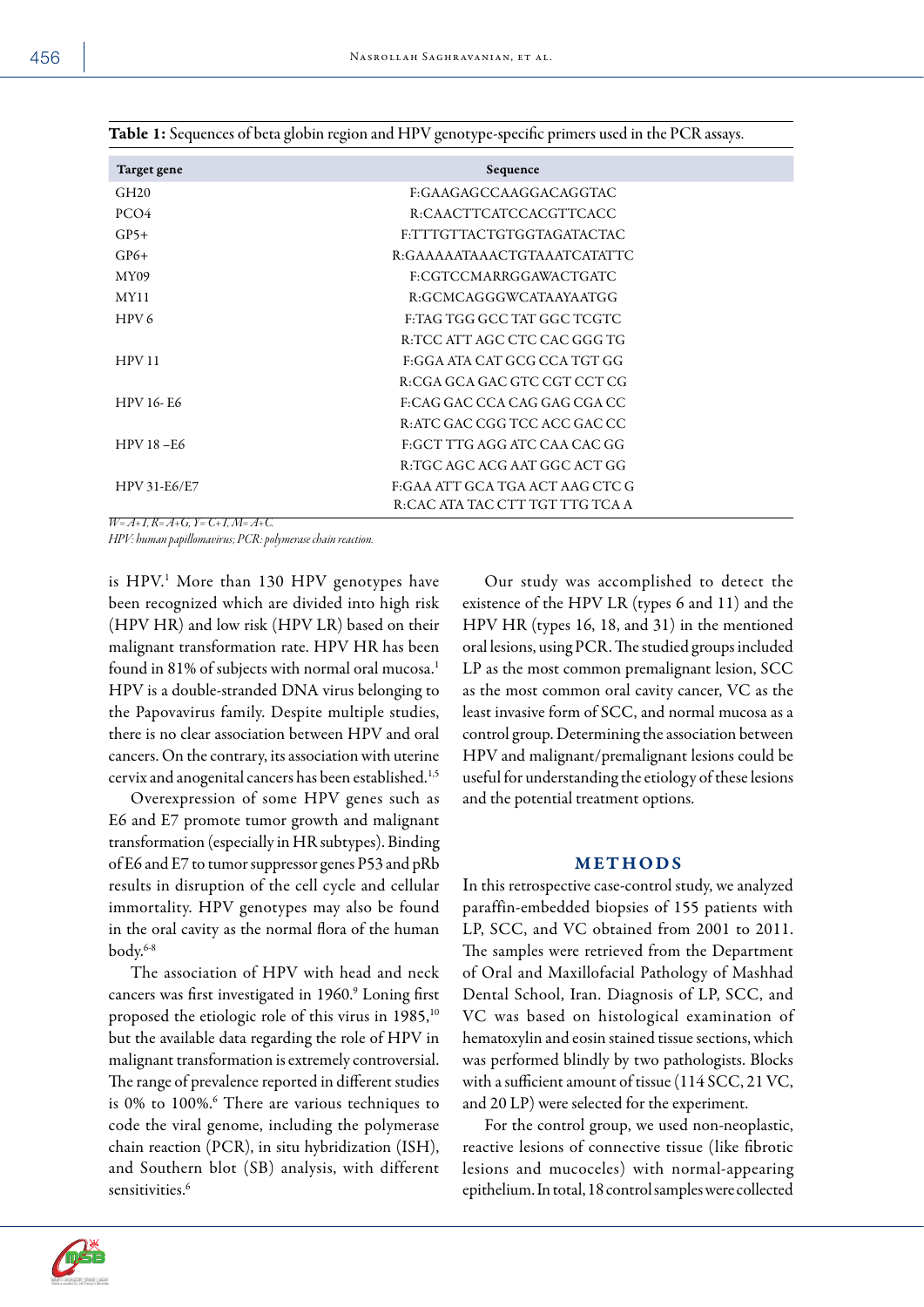**Table 1:** Sequences of beta globin region and HPV genotype-specific primers used in the PCR assays.

| Target gene | Sequence |
|---|---|
| GH20 | F:GAAGAGCCAAGGACAGGTAC |
| PCO4 | R:CAACTTCATCCACGTTCACC |
| GP5+ | F:TTTGTTACTGTGGTAGATACTAC |
| GP6+ | R:GAAAAATAAACTGTAAATCATATTC |
| MY09 | F:CGTCCMARRGGAWACTGATC |
| MY11 | R:GCMCAGGGWCATAAYAATGG |
| HPV 6 | F:TAG TGG GCC TAT GGC TCGTC |
| | R:TCC ATT AGC CTC CAC GGG TG |
| HPV 11 | F:GGA ATA CAT GCG CCA TGT GG |
| | R:CGA GCA GAC GTC CGT CCT CG |
| HPV 16- E6 | F:CAG GAC CCA CAG GAG CGA CC |
| | R:ATC GAC CGG TCC ACC GAC CC |
| HPV 18 –E6 | F:GCT TTG AGG ATC CAA CAC GG |
| | R:TGC AGC ACG AAT GGC ACT GG |
| HPV 31-E6/E7 | F:GAA ATT GCA TGA ACT AAG CTC G |
| | R:CAC ATA TAC CTT TGT TTG TCA A |

*W= A+T, R= A+G, Y= C+T, M= A+C.*
*HPV: human papillomavirus; PCR: polymerase chain reaction.*

is HPV.[1] More than 130 HPV genotypes have been recognized which are divided into high risk (HPV HR) and low risk (HPV LR) based on their malignant transformation rate. HPV HR has been found in 81% of subjects with normal oral mucosa.[1] HPV is a double-stranded DNA virus belonging to the Papovavirus family. Despite multiple studies, there is no clear association between HPV and oral cancers. On the contrary, its association with uterine cervix and anogenital cancers has been established.[1,5]

Overexpression of some HPV genes such as E6 and E7 promote tumor growth and malignant transformation (especially in HR subtypes). Binding of E6 and E7 to tumor suppressor genes P53 and pRb results in disruption of the cell cycle and cellular immortality. HPV genotypes may also be found in the oral cavity as the normal flora of the human body.[6-8]

The association of HPV with head and neck cancers was first investigated in 1960.[9] Loning first proposed the etiologic role of this virus in 1985,[10] but the available data regarding the role of HPV in malignant transformation is extremely controversial. The range of prevalence reported in different studies is 0% to 100%.[6] There are various techniques to code the viral genome, including the polymerase chain reaction (PCR), in situ hybridization (ISH), and Southern blot (SB) analysis, with different sensitivities.[6]

Our study was accomplished to detect the existence of the HPV LR (types 6 and 11) and the HPV HR (types 16, 18, and 31) in the mentioned oral lesions, using PCR. The studied groups included LP as the most common premalignant lesion, SCC as the most common oral cavity cancer, VC as the least invasive form of SCC, and normal mucosa as a control group. Determining the association between HPV and malignant/premalignant lesions could be useful for understanding the etiology of these lesions and the potential treatment options.

## METHODS

In this retrospective case-control study, we analyzed paraffin-embedded biopsies of 155 patients with LP, SCC, and VC obtained from 2001 to 2011. The samples were retrieved from the Department of Oral and Maxillofacial Pathology of Mashhad Dental School, Iran. Diagnosis of LP, SCC, and VC was based on histological examination of hematoxylin and eosin stained tissue sections, which was performed blindly by two pathologists. Blocks with a sufficient amount of tissue (114 SCC, 21 VC, and 20 LP) were selected for the experiment.

For the control group, we used non-neoplastic, reactive lesions of connective tissue (like fibrotic lesions and mucoceles) with normal-appearing epithelium. In total, 18 control samples were collected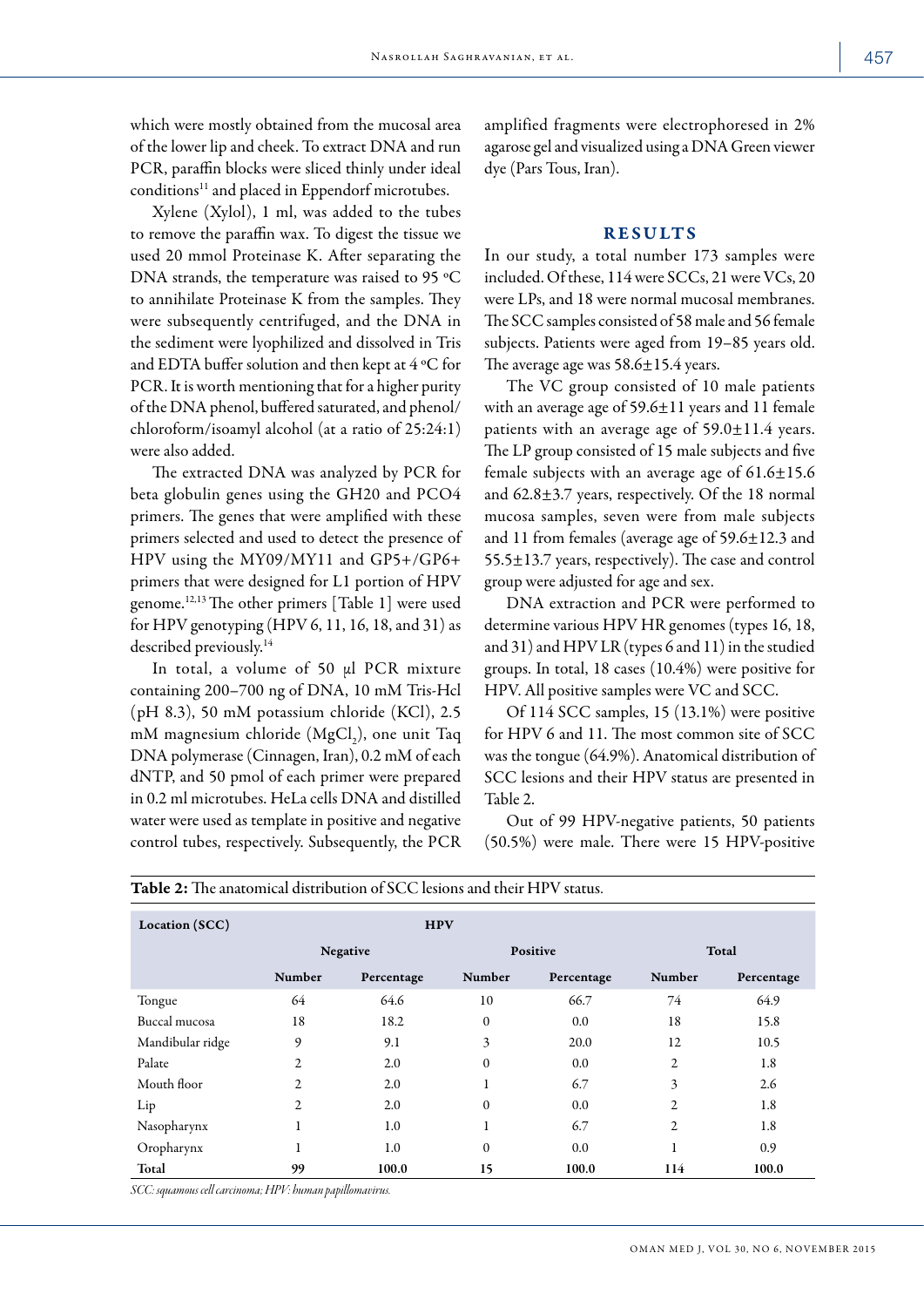which were mostly obtained from the mucosal area of the lower lip and cheek. To extract DNA and run PCR, paraffin blocks were sliced thinly under ideal conditions[11] and placed in Eppendorf microtubes.

Xylene (Xylol), 1 ml, was added to the tubes to remove the paraffin wax. To digest the tissue we used 20 mmol Proteinase K. After separating the DNA strands, the temperature was raised to 95 ºC to annihilate Proteinase K from the samples. They were subsequently centrifuged, and the DNA in the sediment were lyophilized and dissolved in Tris and EDTA buffer solution and then kept at 4 ºC for PCR. It is worth mentioning that for a higher purity of the DNA phenol, buffered saturated, and phenol/chloroform/isoamyl alcohol (at a ratio of 25:24:1) were also added.

The extracted DNA was analyzed by PCR for beta globulin genes using the GH20 and PCO4 primers. The genes that were amplified with these primers selected and used to detect the presence of HPV using the MY09/MY11 and GP5+/GP6+ primers that were designed for L1 portion of HPV genome.[12,13] The other primers [Table 1] were used for HPV genotyping (HPV 6, 11, 16, 18, and 31) as described previously.[14]

In total, a volume of 50 μl PCR mixture containing 200–700 ng of DNA, 10 mM Tris-Hcl (pH 8.3), 50 mM potassium chloride (KCl), 2.5 mM magnesium chloride ($MgCl_2$), one unit Taq DNA polymerase (Cinnagen, Iran), 0.2 mM of each dNTP, and 50 pmol of each primer were prepared in 0.2 ml microtubes. HeLa cells DNA and distilled water were used as template in positive and negative control tubes, respectively. Subsequently, the PCR amplified fragments were electrophoresed in 2% agarose gel and visualized using a DNA Green viewer dye (Pars Tous, Iran).

## RESULTS

In our study, a total number 173 samples were included. Of these, 114 were SCCs, 21 were VCs, 20 were LPs, and 18 were normal mucosal membranes. The SCC samples consisted of 58 male and 56 female subjects. Patients were aged from 19–85 years old. The average age was 58.6±15.4 years.

The VC group consisted of 10 male patients with an average age of 59.6±11 years and 11 female patients with an average age of 59.0±11.4 years. The LP group consisted of 15 male subjects and five female subjects with an average age of 61.6±15.6 and 62.8±3.7 years, respectively. Of the 18 normal mucosa samples, seven were from male subjects and 11 from females (average age of 59.6±12.3 and 55.5±13.7 years, respectively). The case and control group were adjusted for age and sex.

DNA extraction and PCR were performed to determine various HPV HR genomes (types 16, 18, and 31) and HPV LR (types 6 and 11) in the studied groups. In total, 18 cases (10.4%) were positive for HPV. All positive samples were VC and SCC.

Of 114 SCC samples, 15 (13.1%) were positive for HPV 6 and 11. The most common site of SCC was the tongue (64.9%). Anatomical distribution of SCC lesions and their HPV status are presented in Table 2.

Out of 99 HPV-negative patients, 50 patients (50.5%) were male. There were 15 HPV-positive

**Table 2:** The anatomical distribution of SCC lesions and their HPV status.

| Location (SCC) | HPV | | | | | |
|---|---|---|---|---|---|---|
| | Negative | | Positive | | Total | |
| | Number | Percentage | Number | Percentage | Number | Percentage |
| Tongue | 64 | 64.6 | 10 | 66.7 | 74 | 64.9 |
| Buccal mucosa | 18 | 18.2 | 0 | 0.0 | 18 | 15.8 |
| Mandibular ridge | 9 | 9.1 | 3 | 20.0 | 12 | 10.5 |
| Palate | 2 | 2.0 | 0 | 0.0 | 2 | 1.8 |
| Mouth floor | 2 | 2.0 | 1 | 6.7 | 3 | 2.6 |
| Lip | 2 | 2.0 | 0 | 0.0 | 2 | 1.8 |
| Nasopharynx | 1 | 1.0 | 1 | 6.7 | 2 | 1.8 |
| Oropharynx | 1 | 1.0 | 0 | 0.0 | 1 | 0.9 |
| **Total** | **99** | **100.0** | **15** | **100.0** | **114** | **100.0** |

*SCC: squamous cell carcinoma; HPV: human papillomavirus.*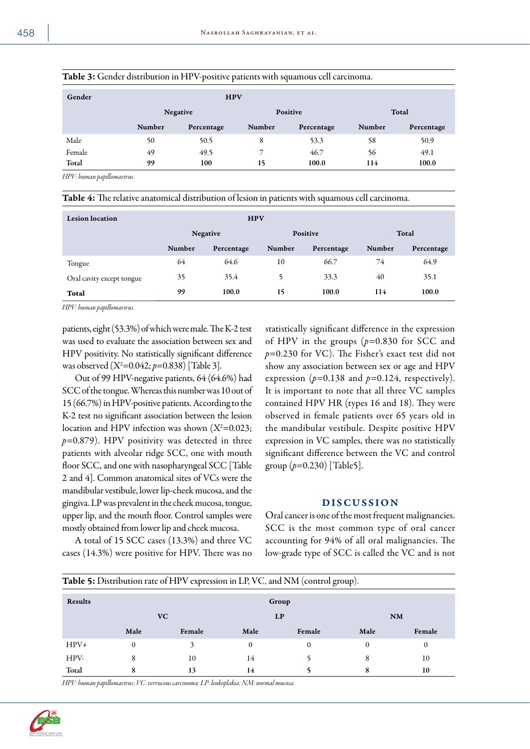**Table 3:** Gender distribution in HPV-positive patients with squamous cell carcinoma.

| Gender | HPV | | | | | |
|---|---|---|---|---|---|---|
| | Negative | | Positive | | Total | |
| | Number | Percentage | Number | Percentage | Number | Percentage |
| Male | 50 | 50.5 | 8 | 53.3 | 58 | 50.9 |
| Female | 49 | 49.5 | 7 | 46.7 | 56 | 49.1 |
| **Total** | **99** | **100** | **15** | **100.0** | **114** | **100.0** |

*HPV: human papillomavirus.*

**Table 4:** The relative anatomical distribution of lesion in patients with squamous cell carcinoma.

| Lesion location | HPV | | | | | |
|---|---|---|---|---|---|---|
| | Negative | | Positive | | Total | |
| | Number | Percentage | Number | Percentage | Number | Percentage |
| Tongue | 64 | 64.6 | 10 | 66.7 | 74 | 64.9 |
| Oral cavity except tongue | 35 | 35.4 | 5 | 33.3 | 40 | 35.1 |
| **Total** | **99** | **100.0** | **15** | **100.0** | **114** | **100.0** |

*HPV: human papillomavirus.*

patients, eight (53.3%) of which were male. The K-2 test was used to evaluate the association between sex and HPV positivity. No statistically significant difference was observed ($X^2$=0.042; $p$=0.838) [Table 3].

Out of 99 HPV-negative patients, 64 (64.6%) had SCC of the tongue. Whereas this number was 10 out of 15 (66.7%) in HPV-positive patients. According to the K-2 test no significant association between the lesion location and HPV infection was shown ($X^2$=0.023; $p$=0.879). HPV positivity was detected in three patients with alveolar ridge SCC, one with mouth floor SCC, and one with nasopharyngeal SCC [Table 2 and 4]. Common anatomical sites of VCs were the mandibular vestibule, lower lip-cheek mucosa, and the gingiva. LP was prevalent in the cheek mucosa, tongue, upper lip, and the mouth floor. Control samples were mostly obtained from lower lip and cheek mucosa.

A total of 15 SCC cases (13.3%) and three VC cases (14.3%) were positive for HPV. There was no statistically significant difference in the expression of HPV in the groups ($p$=0.830 for SCC and $p$=0.230 for VC). The Fisher's exact test did not show any association between sex or age and HPV expression ($p$=0.138 and $p$=0.124, respectively). It is important to note that all three VC samples contained HPV HR (types 16 and 18). They were observed in female patients over 65 years old in the mandibular vestibule. Despite positive HPV expression in VC samples, there was no statistically significant difference between the VC and control group ($p$=0.230) [Table5].

## DISCUSSION

Oral cancer is one of the most frequent malignancies. SCC is the most common type of oral cancer accounting for 94% of all oral malignancies. The low-grade type of SCC is called the VC and is not

**Table 5:** Distribution rate of HPV expression in LP, VC, and NM (control group).

| Results | Group | | | | | |
|---|---|---|---|---|---|---|
| | VC | | LP | | NM | |
| | Male | Female | Male | Female | Male | Female |
| HPV+ | 0 | 3 | 0 | 0 | 0 | 0 |
| HPV- | 8 | 10 | 14 | 5 | 8 | 10 |
| **Total** | **8** | **13** | **14** | **5** | **8** | **10** |

*HPV: human papillomavirus; VC: verrucous carcinoma; LP: leukoplakia; NM: normal mucosa.*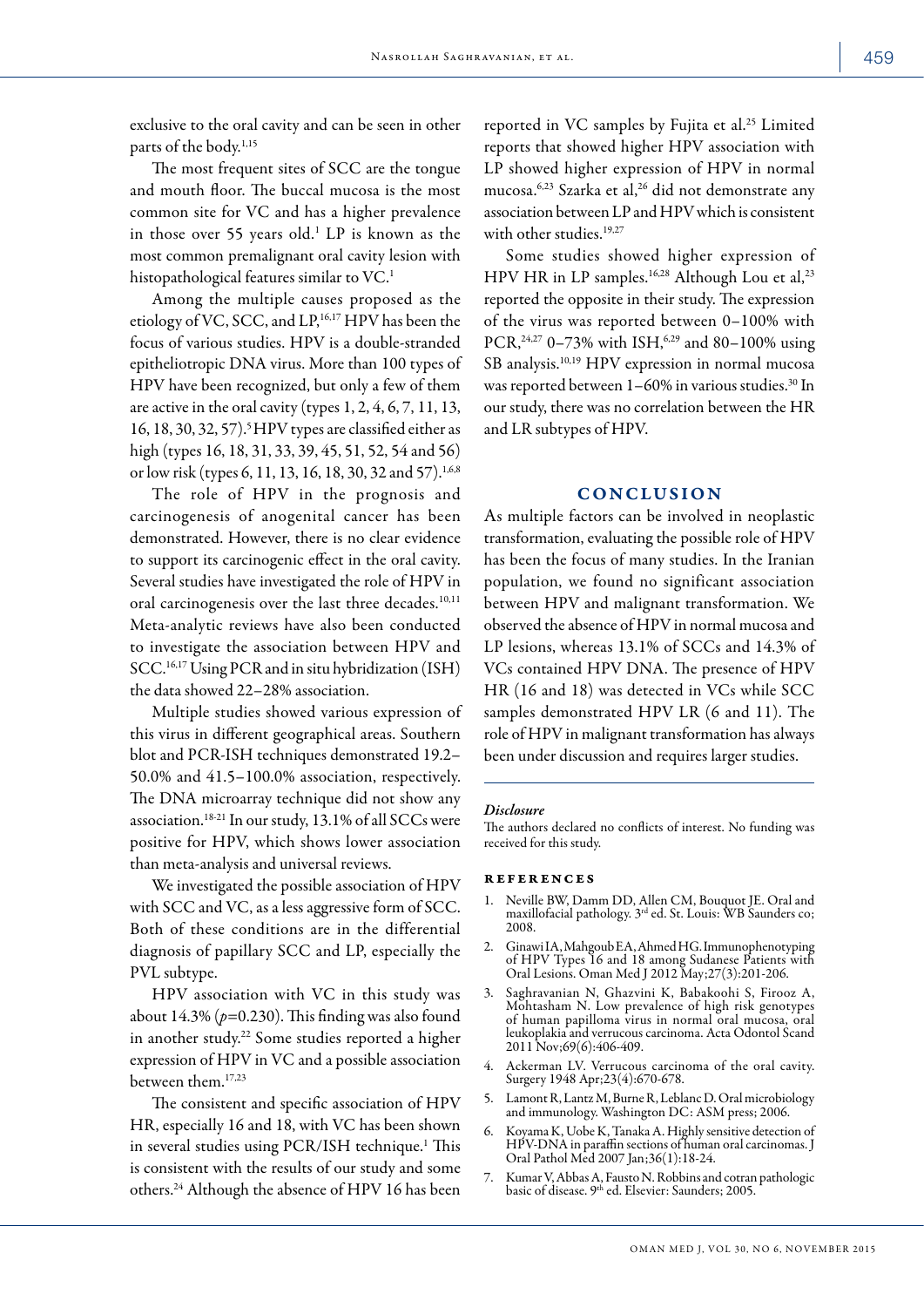exclusive to the oral cavity and can be seen in other parts of the body.[1,15]

The most frequent sites of SCC are the tongue and mouth floor. The buccal mucosa is the most common site for VC and has a higher prevalence in those over 55 years old.[1] LP is known as the most common premalignant oral cavity lesion with histopathological features similar to VC.[1]

Among the multiple causes proposed as the etiology of VC, SCC, and LP,[16,17] HPV has been the focus of various studies. HPV is a double-stranded epitheliotropic DNA virus. More than 100 types of HPV have been recognized, but only a few of them are active in the oral cavity (types 1, 2, 4, 6, 7, 11, 13, 16, 18, 30, 32, 57).[5] HPV types are classified either as high (types 16, 18, 31, 33, 39, 45, 51, 52, 54 and 56) or low risk (types 6, 11, 13, 16, 18, 30, 32 and 57).[1,6,8]

The role of HPV in the prognosis and carcinogenesis of anogenital cancer has been demonstrated. However, there is no clear evidence to support its carcinogenic effect in the oral cavity. Several studies have investigated the role of HPV in oral carcinogenesis over the last three decades.[10,11] Meta-analytic reviews have also been conducted to investigate the association between HPV and SCC.[16,17] Using PCR and in situ hybridization (ISH) the data showed 22–28% association.

Multiple studies showed various expression of this virus in different geographical areas. Southern blot and PCR-ISH techniques demonstrated 19.2–50.0% and 41.5–100.0% association, respectively. The DNA microarray technique did not show any association.[18-21] In our study, 13.1% of all SCCs were positive for HPV, which shows lower association than meta-analysis and universal reviews.

We investigated the possible association of HPV with SCC and VC, as a less aggressive form of SCC. Both of these conditions are in the differential diagnosis of papillary SCC and LP, especially the PVL subtype.

HPV association with VC in this study was about 14.3% ($p$=0.230). This finding was also found in another study.[22] Some studies reported a higher expression of HPV in VC and a possible association between them.[17,23]

The consistent and specific association of HPV HR, especially 16 and 18, with VC has been shown in several studies using PCR/ISH technique.[1] This is consistent with the results of our study and some others.[24] Although the absence of HPV 16 has been reported in VC samples by Fujita et al.[25] Limited reports that showed higher HPV association with LP showed higher expression of HPV in normal mucosa.[6,23] Szarka et al,[26] did not demonstrate any association between LP and HPV which is consistent with other studies.[19,27]

Some studies showed higher expression of HPV HR in LP samples.[16,28] Although Lou et al,[23] reported the opposite in their study. The expression of the virus was reported between 0–100% with PCR,[24,27] 0–73% with ISH,[6,29] and 80–100% using SB analysis.[10,19] HPV expression in normal mucosa was reported between 1–60% in various studies.[30] In our study, there was no correlation between the HR and LR subtypes of HPV.

## CONCLUSION

As multiple factors can be involved in neoplastic transformation, evaluating the possible role of HPV has been the focus of many studies. In the Iranian population, we found no significant association between HPV and malignant transformation. We observed the absence of HPV in normal mucosa and LP lesions, whereas 13.1% of SCCs and 14.3% of VCs contained HPV DNA. The presence of HPV HR (16 and 18) was detected in VCs while SCC samples demonstrated HPV LR (6 and 11). The role of HPV in malignant transformation has always been under discussion and requires larger studies.

### *Disclosure*

The authors declared no conflicts of interest. No funding was received for this study.

## REFERENCES

1. Neville BW, Damm DD, Allen CM, Bouquot JE. Oral and maxillofacial pathology. 3rd ed. St. Louis: WB Saunders co; 2008.
2. Ginawi IA, Mahgoub EA, Ahmed HG. Immunophenotyping of HPV Types 16 and 18 among Sudanese Patients with Oral Lesions. Oman Med J 2012 May;27(3):201-206.
3. Saghravanian N, Ghazvini K, Babakoohi S, Firooz A, Mohtasham N. Low prevalence of high risk genotypes of human papilloma virus in normal oral mucosa, oral leukoplakia and verrucous carcinoma. Acta Odontol Scand 2011 Nov;69(6):406-409.
4. Ackerman LV. Verrucous carcinoma of the oral cavity. Surgery 1948 Apr;23(4):670-678.
5. Lamont R, Lantz M, Burne R, Leblanc D. Oral microbiology and immunology. Washington DC: ASM press; 2006.
6. Koyama K, Uobe K, Tanaka A. Highly sensitive detection of HPV-DNA in paraffin sections of human oral carcinomas. J Oral Pathol Med 2007 Jan;36(1):18-24.
7. Kumar V, Abbas A, Fausto N. Robbins and cotran pathologic basic of disease. 9th ed. Elsevier: Saunders; 2005.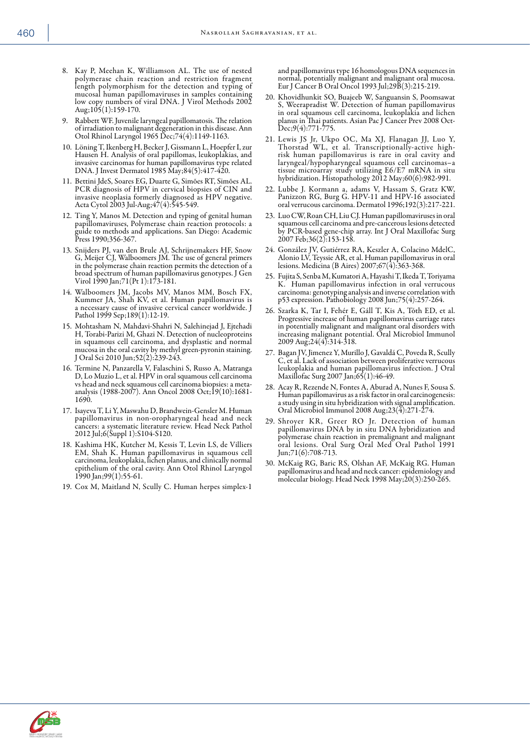8. Kay P, Meehan K, Williamson AL. The use of nested polymerase chain reaction and restriction fragment length polymorphism for the detection and typing of mucosal human papillomaviruses in samples containing low copy numbers of viral DNA. J Virol Methods 2002 Aug;105(1):159-170.
9. Rabbett WF. Juvenile laryngeal papillomatosis. The relation of irradiation to malignant degeneration in this disease. Ann Otol Rhinol Laryngol 1965 Dec;74(4):1149-1163.
10. Löning T, Ikenberg H, Becker J, Gissmann L, Hoepfer I, zur Hausen H. Analysis of oral papillomas, leukoplakias, and invasive carcinomas for human papillomavirus type related DNA. J Invest Dermatol 1985 May;84(5):417-420.
11. Bettini JdeS, Soares EG, Duarte G, Simões RT, Simões AL. PCR diagnosis of HPV in cervical biopsies of CIN and invasive neoplasia formerly diagnosed as HPV negative. Acta Cytol 2003 Jul-Aug;47(4):545-549.
12. Ting Y, Manos M. Detection and typing of genital human papillomaviruses, Polymerase chain reaction protocols: a guide to methods and applications. San Diego: Academic Press 1990;356-367.
13. Snijders PJ, van den Brule AJ, Schrijnemakers HF, Snow G, Meijer CJ, Walboomers JM. The use of general primers in the polymerase chain reaction permits the detection of a broad spectrum of human papillomavirus genotypes. J Gen Virol 1990 Jan;71(Pt 1):173-181.
14. Walboomers JM, Jacobs MV, Manos MM, Bosch FX, Kummer JA, Shah KV, et al. Human papillomavirus is a necessary cause of invasive cervical cancer worldwide. J Pathol 1999 Sep;189(1):12-19.
15. Mohtasham N, Mahdavi-Shahri N, Salehinejad J, Ejtehadi H, Torabi-Parizi M, Ghazi N. Detection of nucleoproteins in squamous cell carcinoma, and dysplastic and normal mucosa in the oral cavity by methyl green-pyronin staining. J Oral Sci 2010 Jun;52(2):239-243.
16. Termine N, Panzarella V, Falaschini S, Russo A, Matranga D, Lo Muzio L, et al. HPV in oral squamous cell carcinoma vs head and neck squamous cell carcinoma biopsies: a meta-analysis (1988-2007). Ann Oncol 2008 Oct;19(10):1681-1690.
17. Isayeva T, Li Y, Maswahu D, Brandwein-Gensler M. Human papillomavirus in non-oropharyngeal head and neck cancers: a systematic literature review. Head Neck Pathol 2012 Jul;6(Suppl 1):S104-S120.
18. Kashima HK, Kutcher M, Kessis T, Levin LS, de Villiers EM, Shah K. Human papillomavirus in squamous cell carcinoma, leukoplakia, lichen planus, and clinically normal epithelium of the oral cavity. Ann Otol Rhinol Laryngol 1990 Jan;99(1):55-61.
19. Cox M, Maitland N, Scully C. Human herpes simplex-1 and papillomavirus type 16 homologous DNA sequences in normal, potentially malignant and malignant oral mucosa. Eur J Cancer B Oral Oncol 1993 Jul;29B(3):215-219.
20. Khovidhunkit SO, Buajeeb W, Sanguansin S, Poomsawat S, Weerapradist W. Detection of human papillomavirus in oral squamous cell carcinoma, leukoplakia and lichen planus in Thai patients. Asian Pac J Cancer Prev 2008 Oct-Dec;9(4):771-775.
21. Lewis JS Jr, Ukpo OC, Ma XJ, Flanagan JJ, Luo Y, Thorstad WL, et al. Transcriptionally-active high-risk human papillomavirus is rare in oral cavity and laryngeal/hypopharyngeal squamous cell carcinomas–a tissue microarray study utilizing E6/E7 mRNA in situ hybridization. Histopathology 2012 May;60(6):982-991.
22. Lubbe J. Kormann a, adams V, Hassam S, Gratz KW, Panizzon RG, Burg G. HPV-11 and HPV-16 associated oral verrucous carcinoma. Dermatol 1996;192(3):217-221.
23. Luo CW, Roan CH, Liu CJ. Human papillomaviruses in oral squamous cell carcinoma and pre-cancerous lesions detected by PCR-based gene-chip array. Int J Oral Maxillofac Surg 2007 Feb;36(2):153-158.
24. González JV, Gutiérrez RA, Keszler A, Colacino MdelC, Alonio LV, Teyssie AR, et al. Human papillomavirus in oral lesions. Medicina (B Aires) 2007;67(4):363-368.
25. Fujita S, Senba M, Kumatori A, Hayashi T, Ikeda T, Toriyama K. Human papillomavirus infection in oral verrucous carcinoma: genotyping analysis and inverse correlation with p53 expression. Pathobiology 2008 Jun;75(4):257-264.
26. Szarka K, Tar I, Fehér E, Gáll T, Kis A, Tóth ED, et al. Progressive increase of human papillomavirus carriage rates in potentially malignant and malignant oral disorders with increasing malignant potential. Oral Microbiol Immunol 2009 Aug;24(4):314-318.
27. Bagan JV, Jimenez Y, Murillo J, Gavaldá C, Poveda R, Scully C, et al. Lack of association between proliferative verrucous leukoplakia and human papillomavirus infection. J Oral Maxillofac Surg 2007 Jan;65(1):46-49.
28. Acay R, Rezende N, Fontes A, Aburad A, Nunes F, Sousa S. Human papillomavirus as a risk factor in oral carcinogenesis: a study using in situ hybridization with signal amplification. Oral Microbiol Immunol 2008 Aug;23(4):271-274.
29. Shroyer KR, Greer RO Jr. Detection of human papillomavirus DNA by in situ DNA hybridization and polymerase chain reaction in premalignant and malignant oral lesions. Oral Surg Oral Med Oral Pathol 1991 Jun;71(6):708-713.
30. McKaig RG, Baric RS, Olshan AF, McKaig RG. Human papillomavirus and head and neck cancer: epidemiology and molecular biology. Head Neck 1998 May;20(3):250-265.